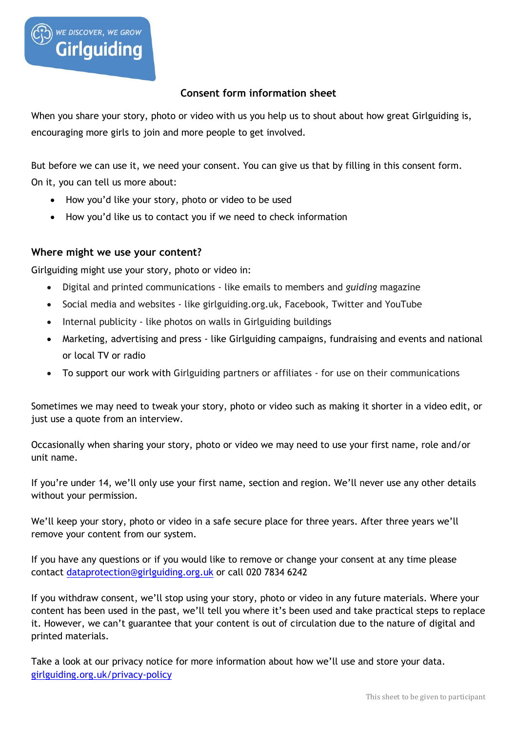WE DISCOVER, WE GROW
Girlguiding

## Consent form information sheet

When you share your story, photo or video with us you help us to shout about how great Girlguiding is, encouraging more girls to join and more people to get involved.

But before we can use it, we need your consent. You can give us that by filling in this consent form. On it, you can tell us more about:

- How you'd like your story, photo or video to be used
- How you'd like us to contact you if we need to check information

### Where might we use your content?

Girlguiding might use your story, photo or video in:

- Digital and printed communications - like emails to members and *guiding* magazine
- Social media and websites - like girlguiding.org.uk, Facebook, Twitter and YouTube
- Internal publicity - like photos on walls in Girlguiding buildings
- Marketing, advertising and press - like Girlguiding campaigns, fundraising and events and national or local TV or radio
- To support our work with Girlguiding partners or affiliates - for use on their communications

Sometimes we may need to tweak your story, photo or video such as making it shorter in a video edit, or just use a quote from an interview.

Occasionally when sharing your story, photo or video we may need to use your first name, role and/or unit name.

If you're under 14, we'll only use your first name, section and region. We'll never use any other details without your permission.

We'll keep your story, photo or video in a safe secure place for three years. After three years we'll remove your content from our system.

If you have any questions or if you would like to remove or change your consent at any time please contact dataprotection@girlguiding.org.uk or call 020 7834 6242

If you withdraw consent, we'll stop using your story, photo or video in any future materials. Where your content has been used in the past, we'll tell you where it's been used and take practical steps to replace it. However, we can't guarantee that your content is out of circulation due to the nature of digital and printed materials.

Take a look at our privacy notice for more information about how we'll use and store your data. girlguiding.org.uk/privacy-policy

This sheet to be given to participant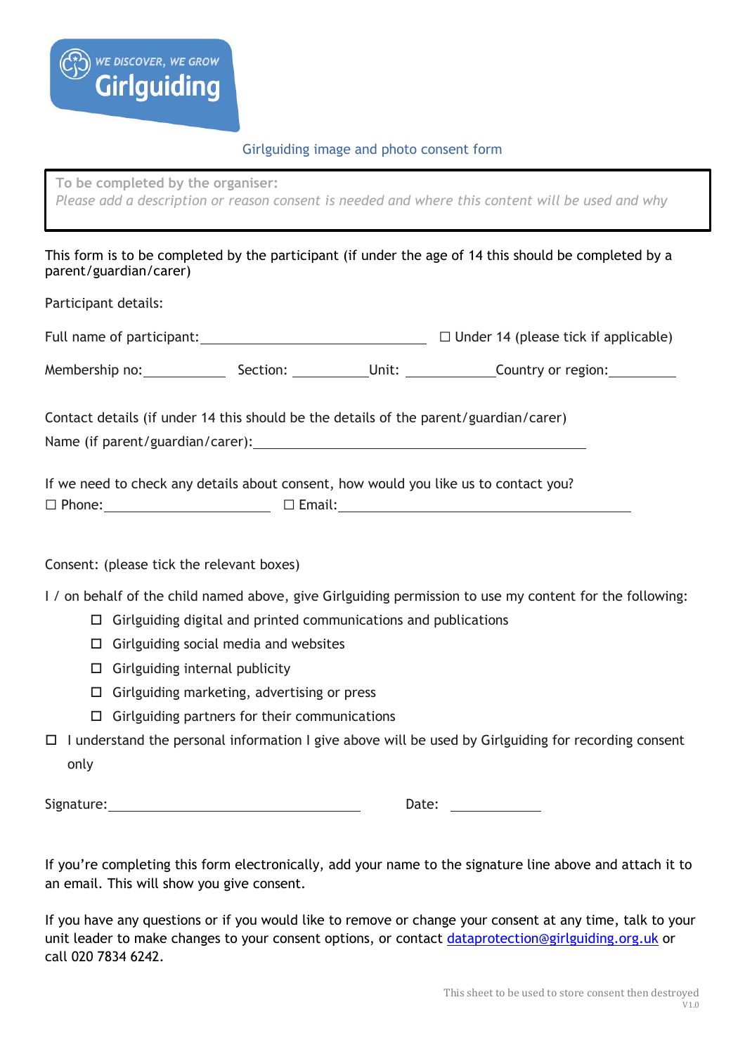WE DISCOVER, WE GROW
Girlguiding

## Girlguiding image and photo consent form

**To be completed by the organiser:**
*Please add a description or reason consent is needed and where this content will be used and why*

This form is to be completed by the participant (if under the age of 14 this should be completed by a parent/guardian/carer)

Participant details:

Full name of participant: ______________________ ☐ Under 14 (please tick if applicable)

Membership no: __________ Section: __________ Unit: __________ Country or region: __________

Contact details (if under 14 this should be the details of the parent/guardian/carer)

Name (if parent/guardian/carer): ______________________

If we need to check any details about consent, how would you like us to contact you?

☐ Phone: ______________ ☐ Email: ______________________

Consent: (please tick the relevant boxes)

I / on behalf of the child named above, give Girlguiding permission to use my content for the following:

- ☐ Girlguiding digital and printed communications and publications
- ☐ Girlguiding social media and websites
- ☐ Girlguiding internal publicity
- ☐ Girlguiding marketing, advertising or press
- ☐ Girlguiding partners for their communications

☐ I understand the personal information I give above will be used by Girlguiding for recording consent only

Signature: ______________________ Date: __________

If you're completing this form electronically, add your name to the signature line above and attach it to an email. This will show you give consent.

If you have any questions or if you would like to remove or change your consent at any time, talk to your unit leader to make changes to your consent options, or contact dataprotection@girlguiding.org.uk or call 020 7834 6242.

This sheet to be used to store consent then destroyed
V1.0